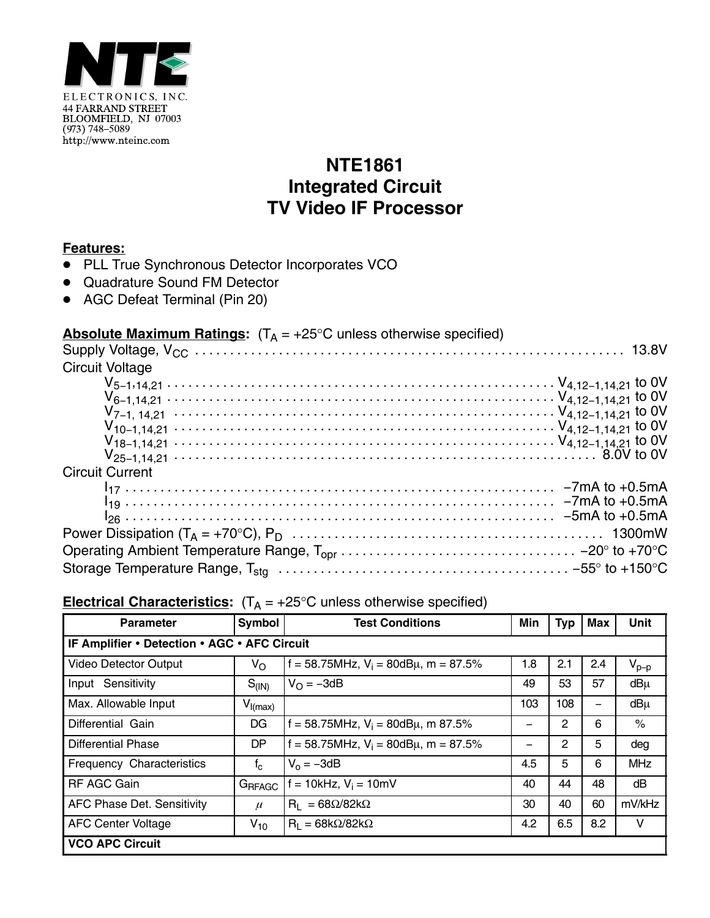NTE

ELECTRONICS, INC.
44 FARRAND STREET
BLOOMFIELD, NJ 07003
(973) 748–5089
http://www.nteinc.com

# NTE1861
# Integrated Circuit
# TV Video IF Processor

**Features:**

- PLL True Synchronous Detector Incorporates VCO
- Quadrature Sound FM Detector
- AGC Defeat Terminal (Pin 20)

**Absolute Maximum Ratings:** ($T_A$ = +25°C unless otherwise specified)

Supply Voltage, $V_{CC}$ . . . . . . . . . . 13.8V

Circuit Voltage

- $V_{5-1,14,21}$ . . . . . . . . . . $V_{4,12-1,14,21}$ to 0V
- $V_{6-1,14,21}$ . . . . . . . . . . $V_{4,12-1,14,21}$ to 0V
- $V_{7-1,\ 14,21}$ . . . . . . . . . . $V_{4,12-1,14,21}$ to 0V
- $V_{10-1,14,21}$ . . . . . . . . . . $V_{4,12-1,14,21}$ to 0V
- $V_{18-1,14,21}$ . . . . . . . . . . $V_{4,12-1,14,21}$ to 0V
- $V_{25-1,14,21}$ . . . . . . . . . . 8.0V to 0V

Circuit Current

- $I_{17}$ . . . . . . . . . . −7mA to +0.5mA
- $I_{19}$ . . . . . . . . . . −7mA to +0.5mA
- $I_{26}$ . . . . . . . . . . −5mA to +0.5mA

Power Dissipation ($T_A$ = +70°C), $P_D$ . . . . . . . . . . 1300mW

Operating Ambient Temperature Range, $T_{opr}$ . . . . . . . . . . −20° to +70°C

Storage Temperature Range, $T_{stg}$ . . . . . . . . . . −55° to +150°C

**Electrical Characteristics:** ($T_A$ = +25°C unless otherwise specified)

| Parameter | Symbol | Test Conditions | Min | Typ | Max | Unit |
|---|---|---|---|---|---|---|
| **IF Amplifier • Detection • AGC • AFC Circuit** | | | | | | |
| Video Detector Output | $V_O$ | f = 58.75MHz, $V_i$ = 80dBμ, m = 87.5% | 1.8 | 2.1 | 2.4 | $V_{p-p}$ |
| Input Sensitivity | $S_{(IN)}$ | $V_O$ = −3dB | 49 | 53 | 57 | dBμ |
| Max. Allowable Input | $V_{I(max)}$ | | 103 | 108 | – | dBμ |
| Differential Gain | DG | f = 58.75MHz, $V_i$ = 80dBμ, m 87.5% | – | 2 | 6 | % |
| Differential Phase | DP | f = 58.75MHz, $V_i$ = 80dBμ, m = 87.5% | – | 2 | 5 | deg |
| Frequency Characteristics | $f_c$ | $V_o$ = −3dB | 4.5 | 5 | 6 | MHz |
| RF AGC Gain | $G_{RFAGC}$ | f = 10kHz, $V_i$ = 10mV | 40 | 44 | 48 | dB |
| AFC Phase Det. Sensitivity | $\mu$ | $R_L$ = 68Ω/82kΩ | 30 | 40 | 60 | mV/kHz |
| AFC Center Voltage | $V_{10}$ | $R_L$ = 68kΩ/82kΩ | 4.2 | 6.5 | 8.2 | V |
| **VCO APC Circuit** | | | | | | |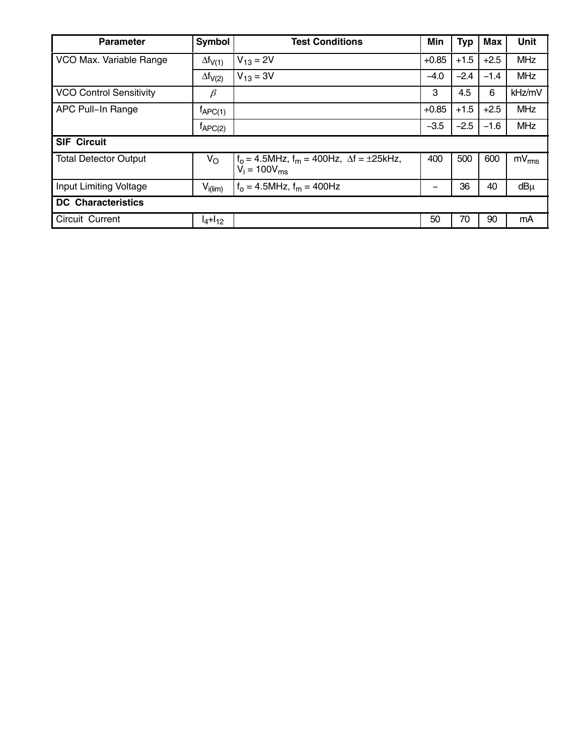| Parameter | Symbol | Test Conditions | Min | Typ | Max | Unit |
|---|---|---|---|---|---|---|
| VCO Max. Variable Range | $\Delta f_{V(1)}$ | $V_{13}$ = 2V | +0.85 | +1.5 | +2.5 | MHz |
| | $\Delta f_{V(2)}$ | $V_{13}$ = 3V | –4.0 | –2.4 | –1.4 | MHz |
| VCO Control Sensitivity | $\beta$ | | 3 | 4.5 | 6 | kHz/mV |
| APC Pull–In Range | $f_{APC(1)}$ | | +0.85 | +1.5 | +2.5 | MHz |
| | $f_{APC(2)}$ | | –3.5 | –2.5 | –1.6 | MHz |
| **SIF Circuit** | | | | | | |
| Total Detector Output | $V_O$ | $f_o$ = 4.5MHz, $f_m$ = 400Hz, $\Delta f$ = ±25kHz, $V_i$ = 100$V_{ms}$ | 400 | 500 | 600 | $mV_{rms}$ |
| Input Limiting Voltage | $V_{i(lim)}$ | $f_o$ = 4.5MHz, $f_m$ = 400Hz | – | 36 | 40 | dBμ |
| **DC Characteristics** | | | | | | |
| Circuit Current | $I_4$+$I_{12}$ | | 50 | 70 | 90 | mA |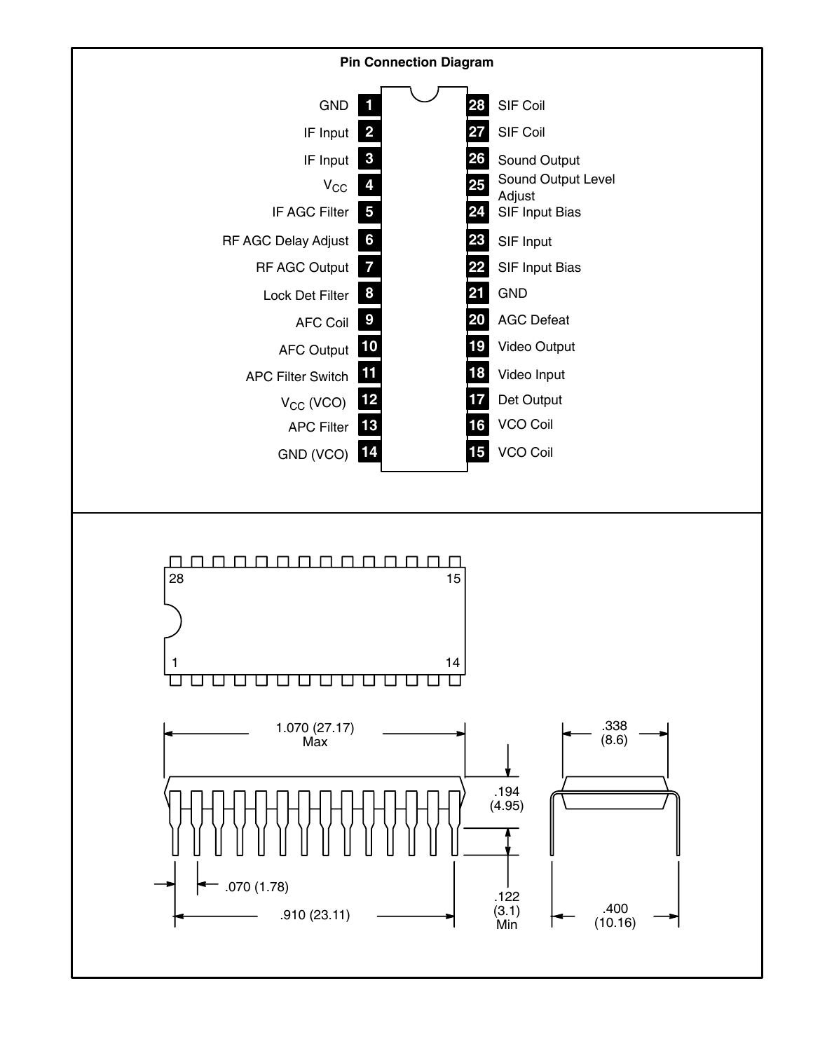**Pin Connection Diagram**

| Pin | Name | Pin | Name |
|---|---|---|---|
| 1 | GND | 28 | SIF Coil |
| 2 | IF Input | 27 | SIF Coil |
| 3 | IF Input | 26 | Sound Output |
| 4 | $V_{CC}$ | 25 | Sound Output Level Adjust |
| 5 | IF AGC Filter | 24 | SIF Input Bias |
| 6 | RF AGC Delay Adjust | 23 | SIF Input |
| 7 | RF AGC Output | 22 | SIF Input Bias |
| 8 | Lock Det Filter | 21 | GND |
| 9 | AFC Coil | 20 | AGC Defeat |
| 10 | AFC Output | 19 | Video Output |
| 11 | APC Filter Switch | 18 | Video Input |
| 12 | $V_{CC}$ (VCO) | 17 | Det Output |
| 13 | APC Filter | 16 | VCO Coil |
| 14 | GND (VCO) | 15 | VCO Coil |

28

15

1

14

1.070 (27.17)
Max

.194
(4.95)

.070 (1.78)

.910 (23.11)

.122
(3.1)
Min

.338
(8.6)

.400
(10.16)